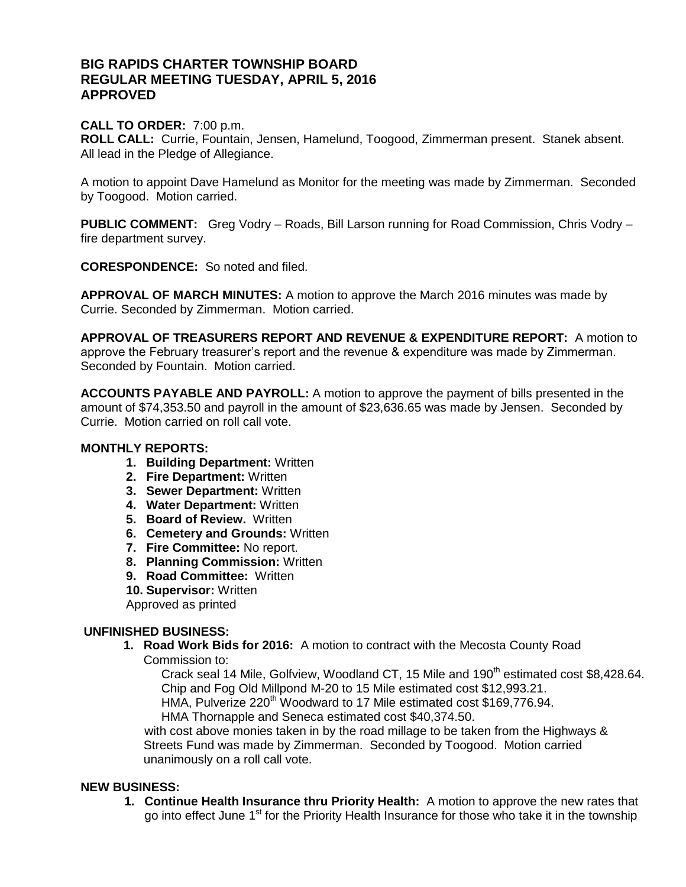# BIG RAPIDS CHARTER TOWNSHIP BOARD
# REGULAR MEETING TUESDAY, APRIL 5, 2016
# APPROVED

**CALL TO ORDER:** 7:00 p.m.
**ROLL CALL:** Currie, Fountain, Jensen, Hamelund, Toogood, Zimmerman present. Stanek absent. All lead in the Pledge of Allegiance.

A motion to appoint Dave Hamelund as Monitor for the meeting was made by Zimmerman. Seconded by Toogood. Motion carried.

**PUBLIC COMMENT:** Greg Vodry – Roads, Bill Larson running for Road Commission, Chris Vodry – fire department survey.

**CORESPONDENCE:** So noted and filed.

**APPROVAL OF MARCH MINUTES:** A motion to approve the March 2016 minutes was made by Currie. Seconded by Zimmerman. Motion carried.

**APPROVAL OF TREASURERS REPORT AND REVENUE & EXPENDITURE REPORT:** A motion to approve the February treasurer's report and the revenue & expenditure was made by Zimmerman. Seconded by Fountain. Motion carried.

**ACCOUNTS PAYABLE AND PAYROLL:** A motion to approve the payment of bills presented in the amount of $74,353.50 and payroll in the amount of $23,636.65 was made by Jensen. Seconded by Currie. Motion carried on roll call vote.

**MONTHLY REPORTS:**

1. **Building Department:** Written
2. **Fire Department:** Written
3. **Sewer Department:** Written
4. **Water Department:** Written
5. **Board of Review.** Written
6. **Cemetery and Grounds:** Written
7. **Fire Committee:** No report.
8. **Planning Commission:** Written
9. **Road Committee:** Written
10. **Supervisor:** Written

Approved as printed

**UNFINISHED BUSINESS:**

1. **Road Work Bids for 2016:** A motion to contract with the Mecosta County Road Commission to:
   Crack seal 14 Mile, Golfview, Woodland CT, 15 Mile and 190th estimated cost $8,428.64.
   Chip and Fog Old Millpond M-20 to 15 Mile estimated cost $12,993.21.
   HMA, Pulverize 220th Woodward to 17 Mile estimated cost $169,776.94.
   HMA Thornapple and Seneca estimated cost $40,374.50.
   with cost above monies taken in by the road millage to be taken from the Highways & Streets Fund was made by Zimmerman. Seconded by Toogood. Motion carried unanimously on a roll call vote.

**NEW BUSINESS:**

1. **Continue Health Insurance thru Priority Health:** A motion to approve the new rates that go into effect June 1st for the Priority Health Insurance for those who take it in the township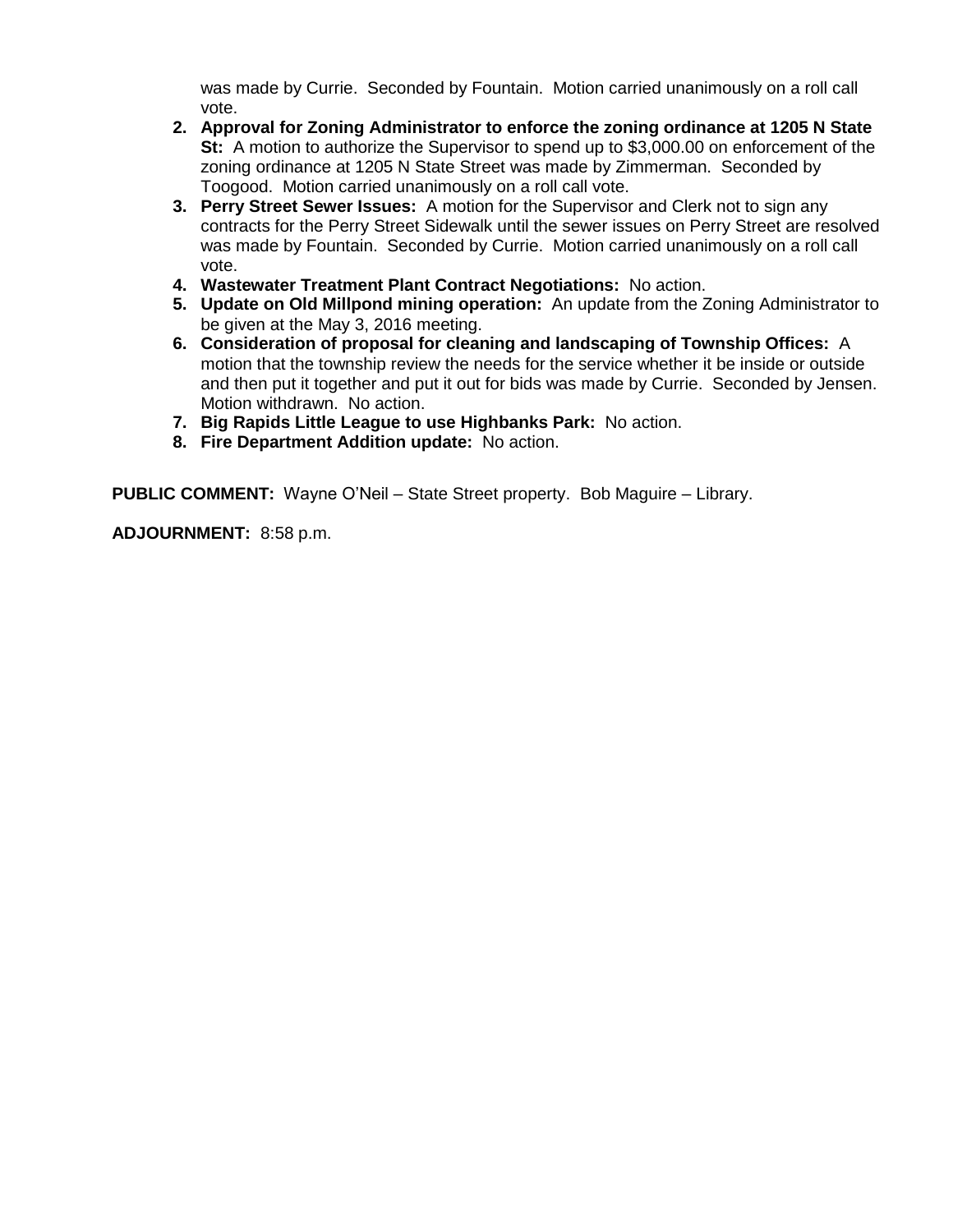was made by Currie. Seconded by Fountain. Motion carried unanimously on a roll call vote.

2. **Approval for Zoning Administrator to enforce the zoning ordinance at 1205 N State St:** A motion to authorize the Supervisor to spend up to $3,000.00 on enforcement of the zoning ordinance at 1205 N State Street was made by Zimmerman. Seconded by Toogood. Motion carried unanimously on a roll call vote.
3. **Perry Street Sewer Issues:** A motion for the Supervisor and Clerk not to sign any contracts for the Perry Street Sidewalk until the sewer issues on Perry Street are resolved was made by Fountain. Seconded by Currie. Motion carried unanimously on a roll call vote.
4. **Wastewater Treatment Plant Contract Negotiations:** No action.
5. **Update on Old Millpond mining operation:** An update from the Zoning Administrator to be given at the May 3, 2016 meeting.
6. **Consideration of proposal for cleaning and landscaping of Township Offices:** A motion that the township review the needs for the service whether it be inside or outside and then put it together and put it out for bids was made by Currie. Seconded by Jensen. Motion withdrawn. No action.
7. **Big Rapids Little League to use Highbanks Park:** No action.
8. **Fire Department Addition update:** No action.

**PUBLIC COMMENT:** Wayne O'Neil – State Street property. Bob Maguire – Library.

**ADJOURNMENT:** 8:58 p.m.